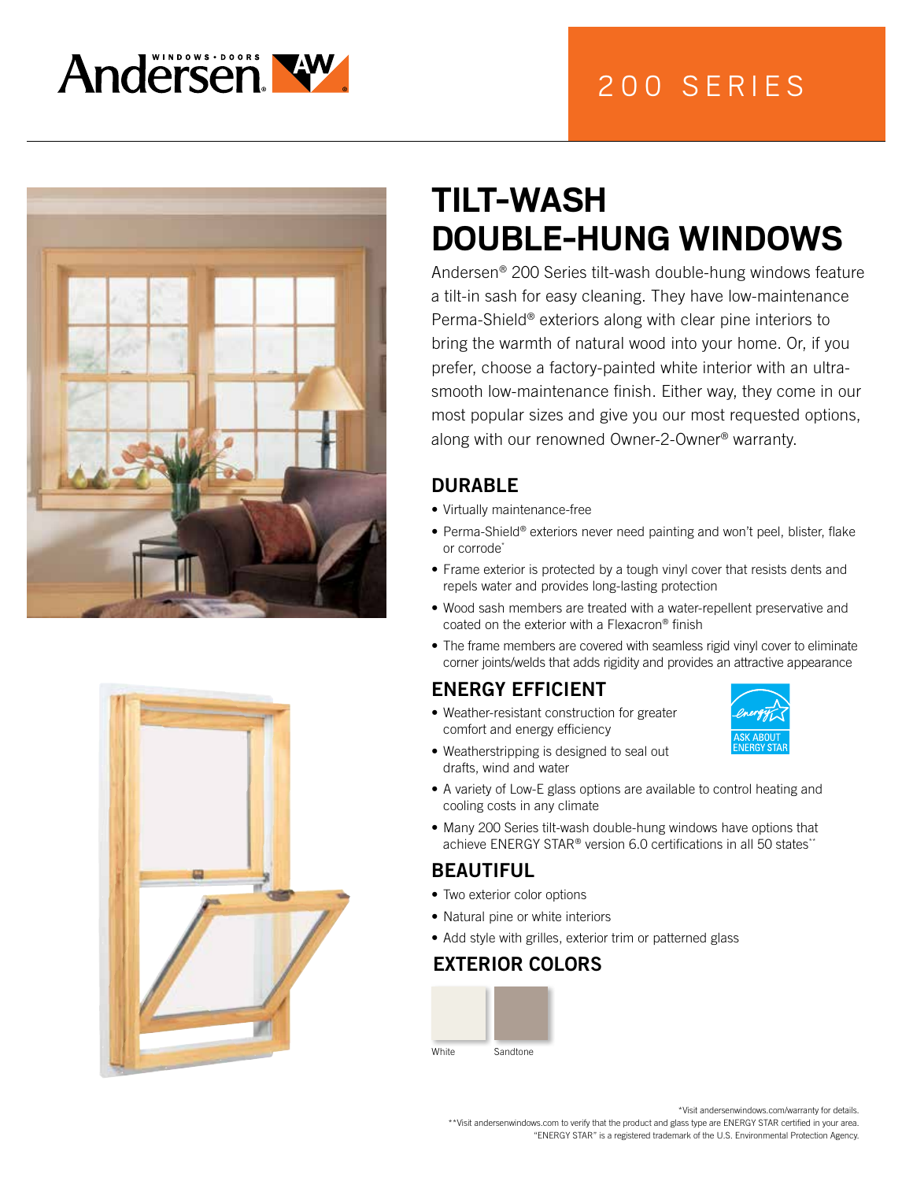Andersen WINDOWS • DOORS

# 200 SERIES

## TILT-WASH DOUBLE-HUNG WINDOWS

Andersen® 200 Series tilt-wash double-hung windows feature a tilt-in sash for easy cleaning. They have low-maintenance Perma-Shield® exteriors along with clear pine interiors to bring the warmth of natural wood into your home. Or, if you prefer, choose a factory-painted white interior with an ultra-smooth low-maintenance finish. Either way, they come in our most popular sizes and give you our most requested options, along with our renowned Owner-2-Owner® warranty.

### DURABLE

- Virtually maintenance-free
- Perma-Shield® exteriors never need painting and won't peel, blister, flake or corrode*
- Frame exterior is protected by a tough vinyl cover that resists dents and repels water and provides long-lasting protection
- Wood sash members are treated with a water-repellent preservative and coated on the exterior with a Flexacron® finish
- The frame members are covered with seamless rigid vinyl cover to eliminate corner joints/welds that adds rigidity and provides an attractive appearance

### ENERGY EFFICIENT

ASK ABOUT ENERGY STAR

- Weather-resistant construction for greater comfort and energy efficiency
- Weatherstripping is designed to seal out drafts, wind and water
- A variety of Low-E glass options are available to control heating and cooling costs in any climate
- Many 200 Series tilt-wash double-hung windows have options that achieve ENERGY STAR® version 6.0 certifications in all 50 states**

### BEAUTIFUL

- Two exterior color options
- Natural pine or white interiors
- Add style with grilles, exterior trim or patterned glass

### EXTERIOR COLORS

White    Sandtone

*Visit andersenwindows.com/warranty for details.
**Visit andersenwindows.com to verify that the product and glass type are ENERGY STAR certified in your area.
"ENERGY STAR" is a registered trademark of the U.S. Environmental Protection Agency.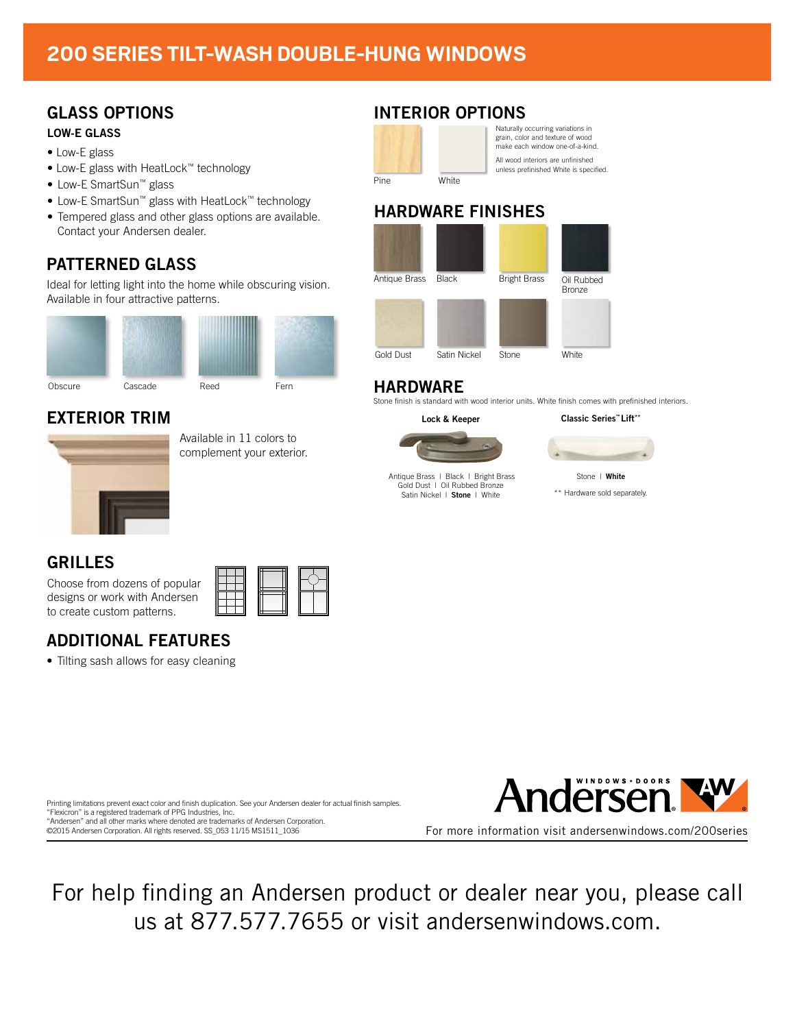# 200 SERIES TILT-WASH DOUBLE-HUNG WINDOWS

## GLASS OPTIONS

### LOW-E GLASS

- Low-E glass
- Low-E glass with HeatLock™ technology
- Low-E SmartSun™ glass
- Low-E SmartSun™ glass with HeatLock™ technology
- Tempered glass and other glass options are available. Contact your Andersen dealer.

## PATTERNED GLASS

Ideal for letting light into the home while obscuring vision. Available in four attractive patterns.

Obscure | Cascade | Reed | Fern

## EXTERIOR TRIM

Available in 11 colors to complement your exterior.

## GRILLES

Choose from dozens of popular designs or work with Andersen to create custom patterns.

## ADDITIONAL FEATURES

- Tilting sash allows for easy cleaning

## INTERIOR OPTIONS

Pine | White

Naturally occurring variations in grain, color and texture of wood make each window one-of-a-kind.

All wood interiors are unfinished unless prefinished White is specified.

## HARDWARE FINISHES

Antique Brass | Black | Bright Brass | Oil Rubbed Bronze

Gold Dust | Satin Nickel | Stone | White

## HARDWARE

Stone finish is standard with wood interior units. White finish comes with prefinished interiors.

**Lock & Keeper**

Antique Brass | Black | Bright Brass
Gold Dust | Oil Rubbed Bronze
Satin Nickel | **Stone** | White

**Classic Series™ Lift****

Stone | **White**

** Hardware sold separately.

Printing limitations prevent exact color and finish duplication. See your Andersen dealer for actual finish samples.
"Flexicron" is a registered trademark of PPG Industries, Inc.
"Andersen" and all other marks where denoted are trademarks of Andersen Corporation.
©2015 Andersen Corporation. All rights reserved. SS_053 11/15 MS1511_1036

Andersen® WINDOWS • DOORS

For more information visit andersenwindows.com/200series

For help finding an Andersen product or dealer near you, please call us at 877.577.7655 or visit andersenwindows.com.